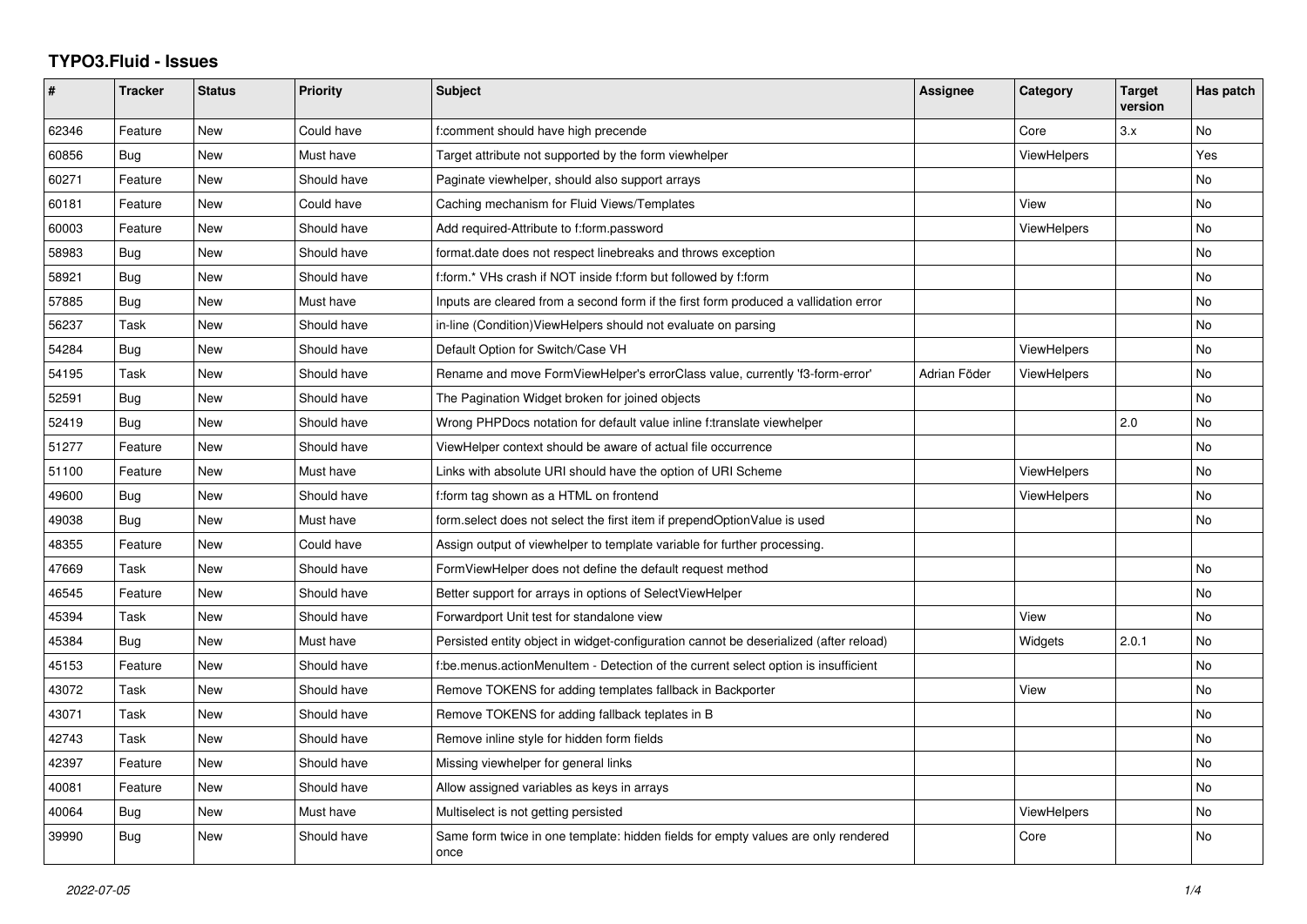# TYPO3.Fluid - Issues

| # | Tracker | Status | Priority | Subject | Assignee | Category | Target version | Has patch |
|---|---|---|---|---|---|---|---|---|
| 62346 | Feature | New | Could have | f:comment should have high precende | | Core | 3.x | No |
| 60856 | Bug | New | Must have | Target attribute not supported by the form viewhelper | | ViewHelpers | | Yes |
| 60271 | Feature | New | Should have | Paginate viewhelper, should also support arrays | | | | No |
| 60181 | Feature | New | Could have | Caching mechanism for Fluid Views/Templates | | View | | No |
| 60003 | Feature | New | Should have | Add required-Attribute to f:form.password | | ViewHelpers | | No |
| 58983 | Bug | New | Should have | format.date does not respect linebreaks and throws exception | | | | No |
| 58921 | Bug | New | Should have | f:form.* VHs crash if NOT inside f:form but followed by f:form | | | | No |
| 57885 | Bug | New | Must have | Inputs are cleared from a second form if the first form produced a vallidation error | | | | No |
| 56237 | Task | New | Should have | in-line (Condition)ViewHelpers should not evaluate on parsing | | | | No |
| 54284 | Bug | New | Should have | Default Option for Switch/Case VH | | ViewHelpers | | No |
| 54195 | Task | New | Should have | Rename and move FormViewHelper's errorClass value, currently 'f3-form-error' | Adrian Föder | ViewHelpers | | No |
| 52591 | Bug | New | Should have | The Pagination Widget broken for joined objects | | | | No |
| 52419 | Bug | New | Should have | Wrong PHPDocs notation for default value inline f:translate viewhelper | | | 2.0 | No |
| 51277 | Feature | New | Should have | ViewHelper context should be aware of actual file occurrence | | | | No |
| 51100 | Feature | New | Must have | Links with absolute URI should have the option of URI Scheme | | ViewHelpers | | No |
| 49600 | Bug | New | Should have | f:form tag shown as a HTML on frontend | | ViewHelpers | | No |
| 49038 | Bug | New | Must have | form.select does not select the first item if prependOptionValue is used | | | | No |
| 48355 | Feature | New | Could have | Assign output of viewhelper to template variable for further processing. | | | | |
| 47669 | Task | New | Should have | FormViewHelper does not define the default request method | | | | No |
| 46545 | Feature | New | Should have | Better support for arrays in options of SelectViewHelper | | | | No |
| 45394 | Task | New | Should have | Forwardport Unit test for standalone view | | View | | No |
| 45384 | Bug | New | Must have | Persisted entity object in widget-configuration cannot be deserialized (after reload) | | Widgets | 2.0.1 | No |
| 45153 | Feature | New | Should have | f:be.menus.actionMenuItem - Detection of the current select option is insufficient | | | | No |
| 43072 | Task | New | Should have | Remove TOKENS for adding templates fallback in Backporter | | View | | No |
| 43071 | Task | New | Should have | Remove TOKENS for adding fallback teplates in B | | | | No |
| 42743 | Task | New | Should have | Remove inline style for hidden form fields | | | | No |
| 42397 | Feature | New | Should have | Missing viewhelper for general links | | | | No |
| 40081 | Feature | New | Should have | Allow assigned variables as keys in arrays | | | | No |
| 40064 | Bug | New | Must have | Multiselect is not getting persisted | | ViewHelpers | | No |
| 39990 | Bug | New | Should have | Same form twice in one template: hidden fields for empty values are only rendered once | | Core | | No |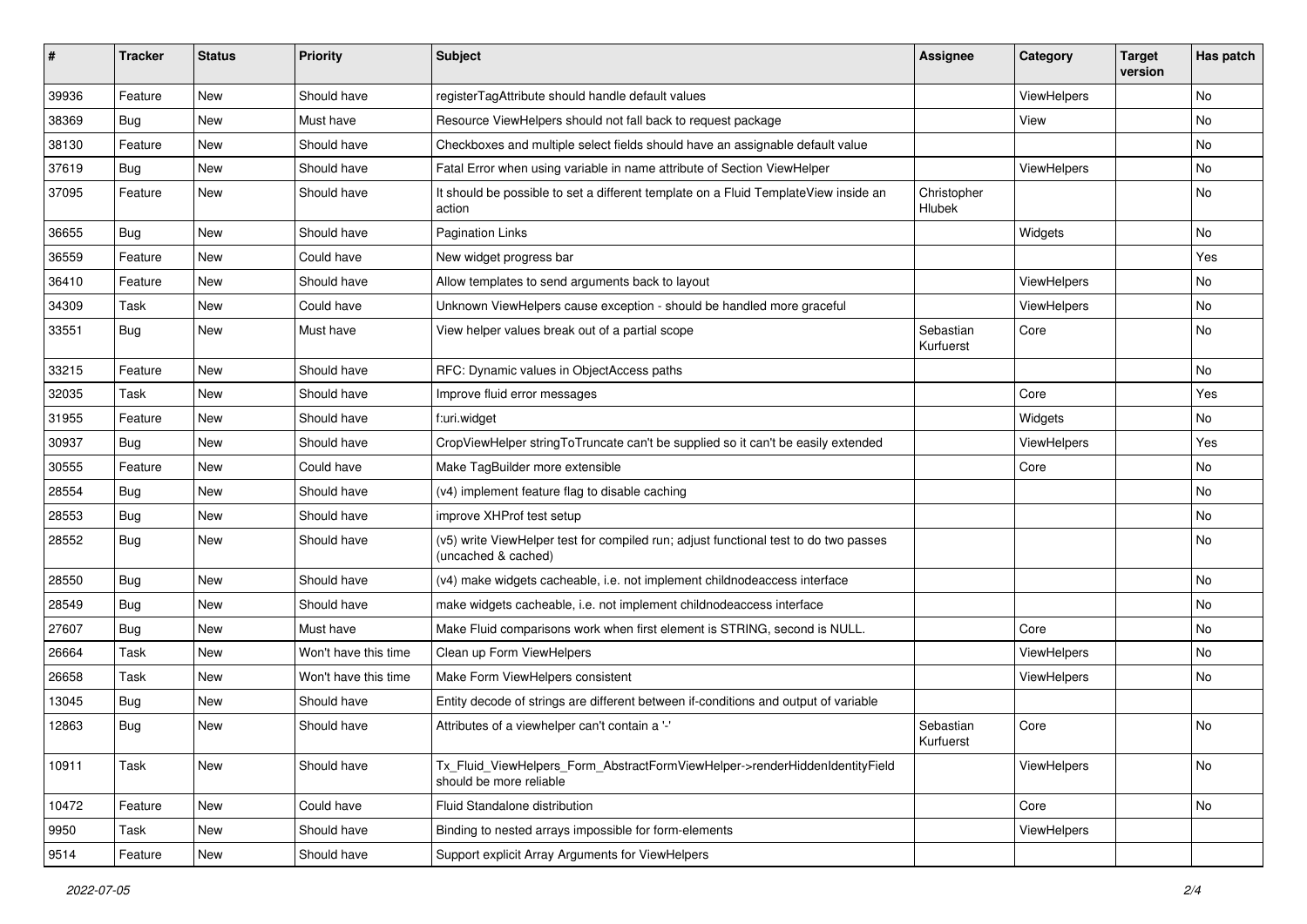| # | Tracker | Status | Priority | Subject | Assignee | Category | Target version | Has patch |
|---|---|---|---|---|---|---|---|---|
| 39936 | Feature | New | Should have | registerTagAttribute should handle default values | | ViewHelpers | | No |
| 38369 | Bug | New | Must have | Resource ViewHelpers should not fall back to request package | | View | | No |
| 38130 | Feature | New | Should have | Checkboxes and multiple select fields should have an assignable default value | | | | No |
| 37619 | Bug | New | Should have | Fatal Error when using variable in name attribute of Section ViewHelper | | ViewHelpers | | No |
| 37095 | Feature | New | Should have | It should be possible to set a different template on a Fluid TemplateView inside an action | Christopher Hlubek | | | No |
| 36655 | Bug | New | Should have | Pagination Links | | Widgets | | No |
| 36559 | Feature | New | Could have | New widget progress bar | | | | Yes |
| 36410 | Feature | New | Should have | Allow templates to send arguments back to layout | | ViewHelpers | | No |
| 34309 | Task | New | Could have | Unknown ViewHelpers cause exception - should be handled more graceful | | ViewHelpers | | No |
| 33551 | Bug | New | Must have | View helper values break out of a partial scope | Sebastian Kurfuerst | Core | | No |
| 33215 | Feature | New | Should have | RFC: Dynamic values in ObjectAccess paths | | | | No |
| 32035 | Task | New | Should have | Improve fluid error messages | | Core | | Yes |
| 31955 | Feature | New | Should have | f:uri.widget | | Widgets | | No |
| 30937 | Bug | New | Should have | CropViewHelper stringToTruncate can't be supplied so it can't be easily extended | | ViewHelpers | | Yes |
| 30555 | Feature | New | Could have | Make TagBuilder more extensible | | Core | | No |
| 28554 | Bug | New | Should have | (v4) implement feature flag to disable caching | | | | No |
| 28553 | Bug | New | Should have | improve XHProf test setup | | | | No |
| 28552 | Bug | New | Should have | (v5) write ViewHelper test for compiled run; adjust functional test to do two passes (uncached & cached) | | | | No |
| 28550 | Bug | New | Should have | (v4) make widgets cacheable, i.e. not implement childnodeaccess interface | | | | No |
| 28549 | Bug | New | Should have | make widgets cacheable, i.e. not implement childnodeaccess interface | | | | No |
| 27607 | Bug | New | Must have | Make Fluid comparisons work when first element is STRING, second is NULL. | | Core | | No |
| 26664 | Task | New | Won't have this time | Clean up Form ViewHelpers | | ViewHelpers | | No |
| 26658 | Task | New | Won't have this time | Make Form ViewHelpers consistent | | ViewHelpers | | No |
| 13045 | Bug | New | Should have | Entity decode of strings are different between if-conditions and output of variable | | | | |
| 12863 | Bug | New | Should have | Attributes of a viewhelper can't contain a '-' | Sebastian Kurfuerst | Core | | No |
| 10911 | Task | New | Should have | Tx_Fluid_ViewHelpers_Form_AbstractFormViewHelper->renderHiddenIdentityField should be more reliable | | ViewHelpers | | No |
| 10472 | Feature | New | Could have | Fluid Standalone distribution | | Core | | No |
| 9950 | Task | New | Should have | Binding to nested arrays impossible for form-elements | | ViewHelpers | | |
| 9514 | Feature | New | Should have | Support explicit Array Arguments for ViewHelpers | | | | |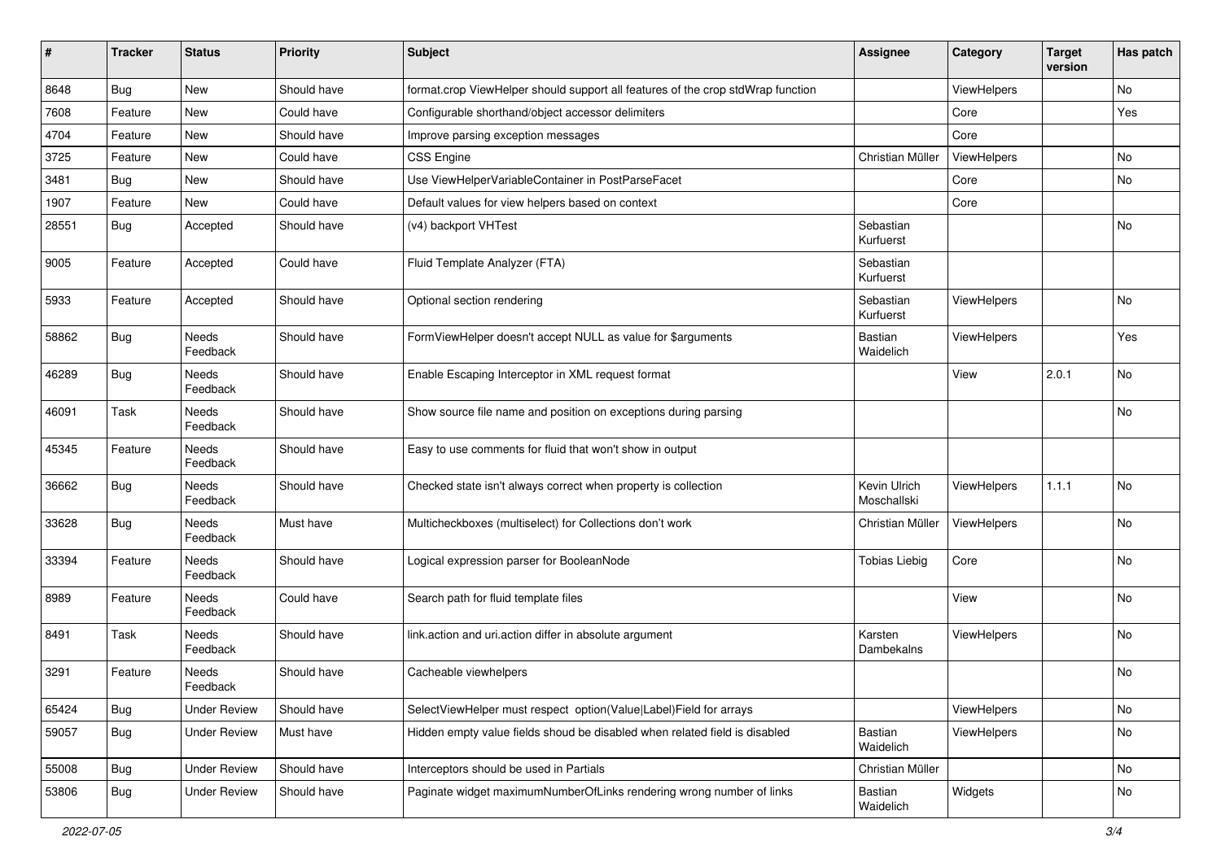| # | Tracker | Status | Priority | Subject | Assignee | Category | Target version | Has patch |
|---|---|---|---|---|---|---|---|---|
| 8648 | Bug | New | Should have | format.crop ViewHelper should support all features of the crop stdWrap function | | ViewHelpers | | No |
| 7608 | Feature | New | Could have | Configurable shorthand/object accessor delimiters | | Core | | Yes |
| 4704 | Feature | New | Should have | Improve parsing exception messages | | Core | | |
| 3725 | Feature | New | Could have | CSS Engine | Christian Müller | ViewHelpers | | No |
| 3481 | Bug | New | Should have | Use ViewHelperVariableContainer in PostParseFacet | | Core | | No |
| 1907 | Feature | New | Could have | Default values for view helpers based on context | | Core | | |
| 28551 | Bug | Accepted | Should have | (v4) backport VHTest | Sebastian Kurfuerst | | | No |
| 9005 | Feature | Accepted | Could have | Fluid Template Analyzer (FTA) | Sebastian Kurfuerst | | | |
| 5933 | Feature | Accepted | Should have | Optional section rendering | Sebastian Kurfuerst | ViewHelpers | | No |
| 58862 | Bug | Needs Feedback | Should have | FormViewHelper doesn't accept NULL as value for $arguments | Bastian Waidelich | ViewHelpers | | Yes |
| 46289 | Bug | Needs Feedback | Should have | Enable Escaping Interceptor in XML request format | | View | 2.0.1 | No |
| 46091 | Task | Needs Feedback | Should have | Show source file name and position on exceptions during parsing | | | | No |
| 45345 | Feature | Needs Feedback | Should have | Easy to use comments for fluid that won't show in output | | | | |
| 36662 | Bug | Needs Feedback | Should have | Checked state isn't always correct when property is collection | Kevin Ulrich Moschallski | ViewHelpers | 1.1.1 | No |
| 33628 | Bug | Needs Feedback | Must have | Multicheckboxes (multiselect) for Collections don't work | Christian Müller | ViewHelpers | | No |
| 33394 | Feature | Needs Feedback | Should have | Logical expression parser for BooleanNode | Tobias Liebig | Core | | No |
| 8989 | Feature | Needs Feedback | Could have | Search path for fluid template files | | View | | No |
| 8491 | Task | Needs Feedback | Should have | link.action and uri.action differ in absolute argument | Karsten Dambekalns | ViewHelpers | | No |
| 3291 | Feature | Needs Feedback | Should have | Cacheable viewhelpers | | | | No |
| 65424 | Bug | Under Review | Should have | SelectViewHelper must respect option(Value\|Label)Field for arrays | | ViewHelpers | | No |
| 59057 | Bug | Under Review | Must have | Hidden empty value fields shoud be disabled when related field is disabled | Bastian Waidelich | ViewHelpers | | No |
| 55008 | Bug | Under Review | Should have | Interceptors should be used in Partials | Christian Müller | | | No |
| 53806 | Bug | Under Review | Should have | Paginate widget maximumNumberOfLinks rendering wrong number of links | Bastian Waidelich | Widgets | | No |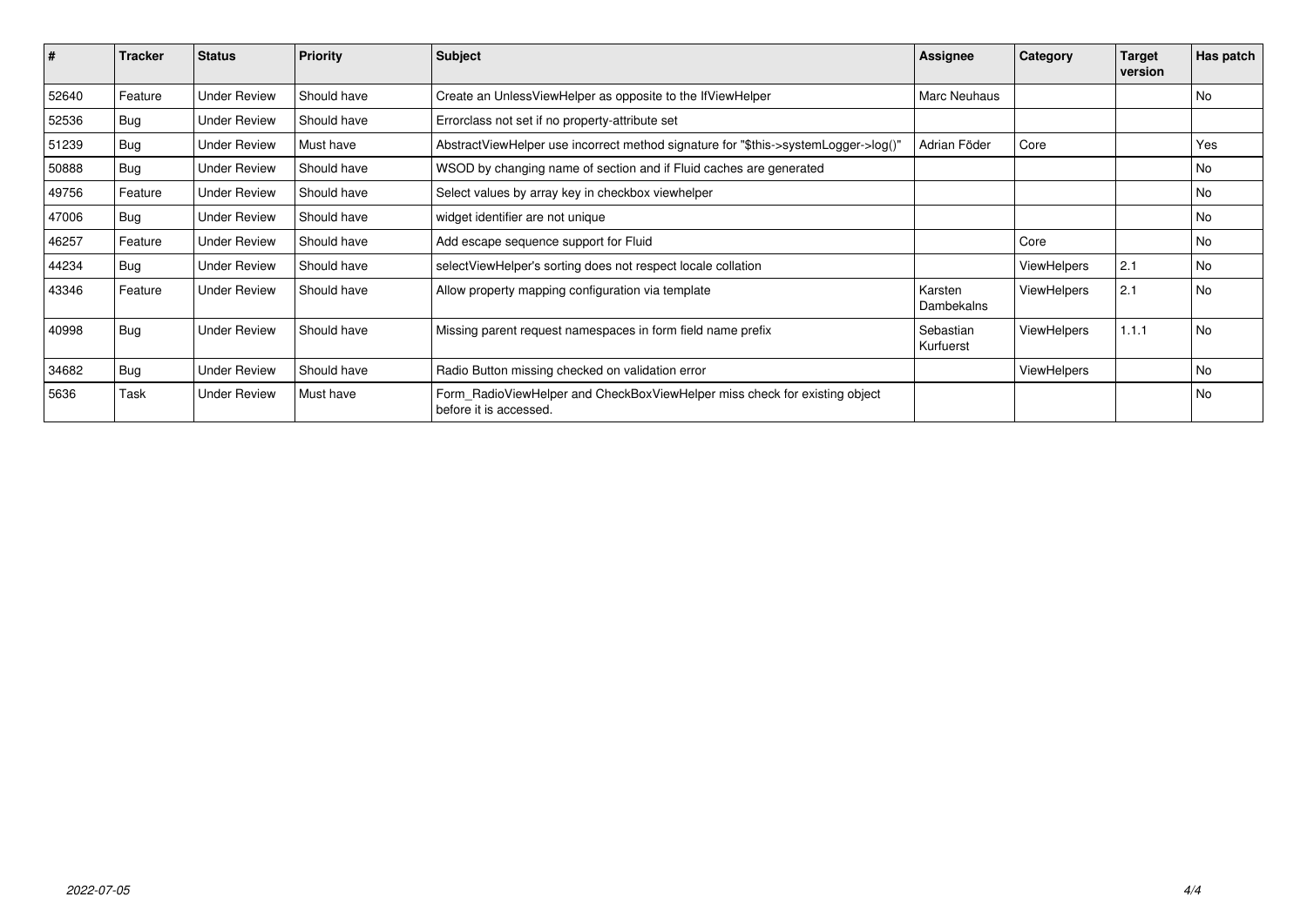| # | Tracker | Status | Priority | Subject | Assignee | Category | Target version | Has patch |
|---|---|---|---|---|---|---|---|---|
| 52640 | Feature | Under Review | Should have | Create an UnlessViewHelper as opposite to the IfViewHelper | Marc Neuhaus | | | No |
| 52536 | Bug | Under Review | Should have | Errorclass not set if no property-attribute set | | | | |
| 51239 | Bug | Under Review | Must have | AbstractViewHelper use incorrect method signature for "$this->systemLogger->log()" | Adrian Föder | Core | | Yes |
| 50888 | Bug | Under Review | Should have | WSOD by changing name of section and if Fluid caches are generated | | | | No |
| 49756 | Feature | Under Review | Should have | Select values by array key in checkbox viewhelper | | | | No |
| 47006 | Bug | Under Review | Should have | widget identifier are not unique | | | | No |
| 46257 | Feature | Under Review | Should have | Add escape sequence support for Fluid | | Core | | No |
| 44234 | Bug | Under Review | Should have | selectViewHelper's sorting does not respect locale collation | | ViewHelpers | 2.1 | No |
| 43346 | Feature | Under Review | Should have | Allow property mapping configuration via template | Karsten Dambekalns | ViewHelpers | 2.1 | No |
| 40998 | Bug | Under Review | Should have | Missing parent request namespaces in form field name prefix | Sebastian Kurfuerst | ViewHelpers | 1.1.1 | No |
| 34682 | Bug | Under Review | Should have | Radio Button missing checked on validation error | | ViewHelpers | | No |
| 5636 | Task | Under Review | Must have | Form_RadioViewHelper and CheckBoxViewHelper miss check for existing object before it is accessed. | | | | No |

*2022-07-05*